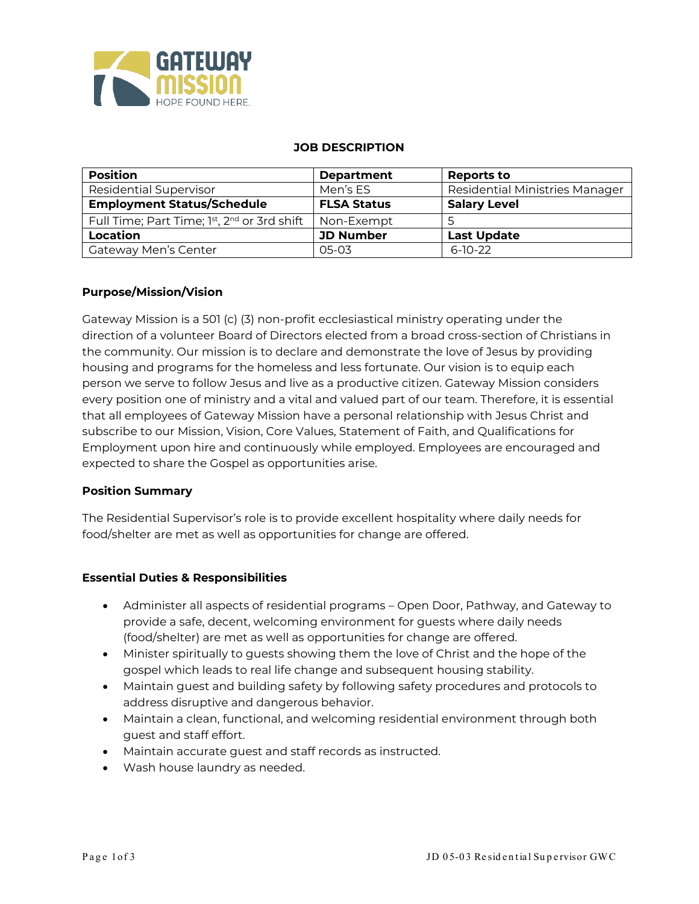**JOB DESCRIPTION**

| Position | Department | Reports to |
|---|---|---|
| Residential Supervisor | Men's ES | Residential Ministries Manager |
| **Employment Status/Schedule** | **FLSA Status** | **Salary Level** |
| Full Time; Part Time; 1st, 2nd or 3rd shift | Non-Exempt | 5 |
| **Location** | **JD Number** | **Last Update** |
| Gateway Men's Center | 05-03 | 6-10-22 |

**Purpose/Mission/Vision**

Gateway Mission is a 501 (c) (3) non-profit ecclesiastical ministry operating under the direction of a volunteer Board of Directors elected from a broad cross-section of Christians in the community. Our mission is to declare and demonstrate the love of Jesus by providing housing and programs for the homeless and less fortunate. Our vision is to equip each person we serve to follow Jesus and live as a productive citizen. Gateway Mission considers every position one of ministry and a vital and valued part of our team. Therefore, it is essential that all employees of Gateway Mission have a personal relationship with Jesus Christ and subscribe to our Mission, Vision, Core Values, Statement of Faith, and Qualifications for Employment upon hire and continuously while employed. Employees are encouraged and expected to share the Gospel as opportunities arise.

**Position Summary**

The Residential Supervisor's role is to provide excellent hospitality where daily needs for food/shelter are met as well as opportunities for change are offered.

**Essential Duties & Responsibilities**

- Administer all aspects of residential programs – Open Door, Pathway, and Gateway to provide a safe, decent, welcoming environment for guests where daily needs (food/shelter) are met as well as opportunities for change are offered.
- Minister spiritually to guests showing them the love of Christ and the hope of the gospel which leads to real life change and subsequent housing stability.
- Maintain guest and building safety by following safety procedures and protocols to address disruptive and dangerous behavior.
- Maintain a clean, functional, and welcoming residential environment through both guest and staff effort.
- Maintain accurate guest and staff records as instructed.
- Wash house laundry as needed.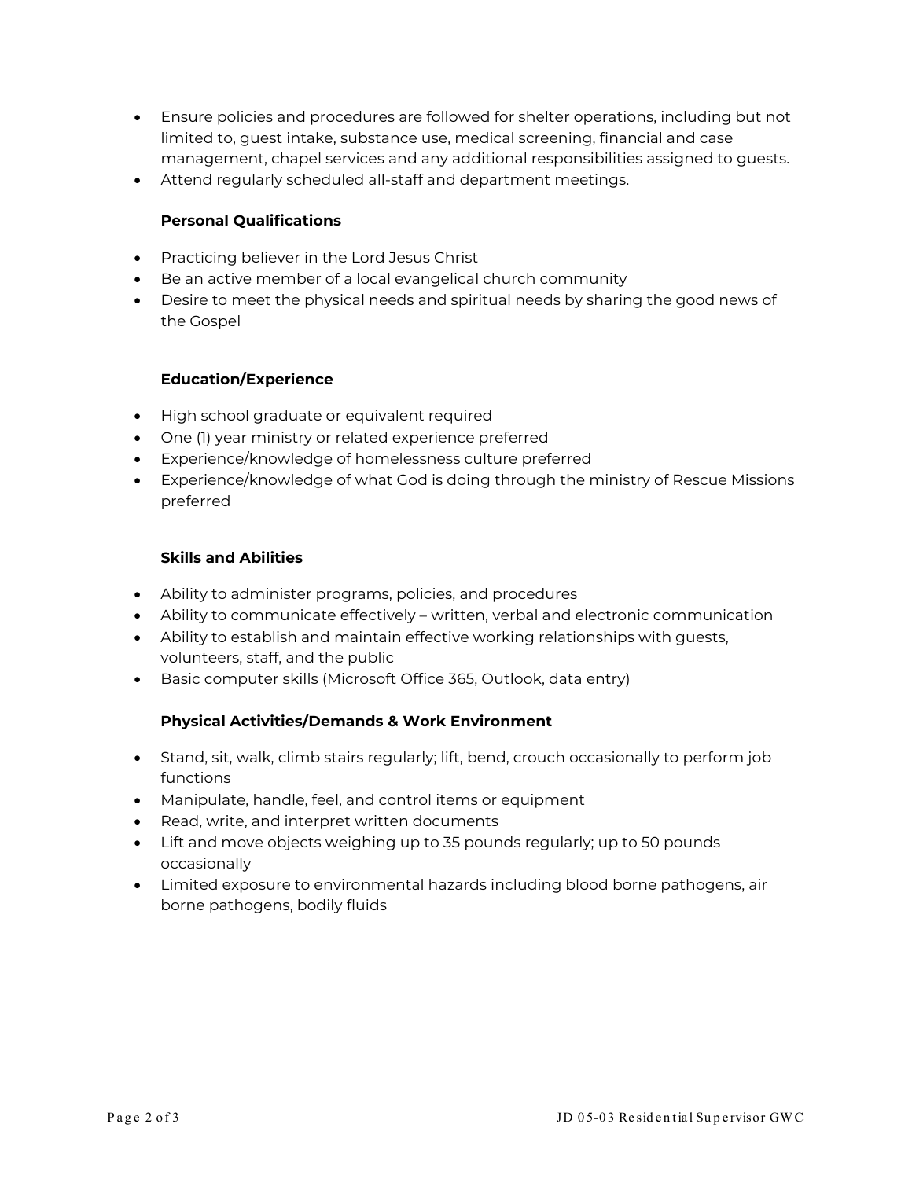- Ensure policies and procedures are followed for shelter operations, including but not limited to, guest intake, substance use, medical screening, financial and case management, chapel services and any additional responsibilities assigned to guests.
- Attend regularly scheduled all-staff and department meetings.

**Personal Qualifications**

- Practicing believer in the Lord Jesus Christ
- Be an active member of a local evangelical church community
- Desire to meet the physical needs and spiritual needs by sharing the good news of the Gospel

**Education/Experience**

- High school graduate or equivalent required
- One (1) year ministry or related experience preferred
- Experience/knowledge of homelessness culture preferred
- Experience/knowledge of what God is doing through the ministry of Rescue Missions preferred

**Skills and Abilities**

- Ability to administer programs, policies, and procedures
- Ability to communicate effectively – written, verbal and electronic communication
- Ability to establish and maintain effective working relationships with guests, volunteers, staff, and the public
- Basic computer skills (Microsoft Office 365, Outlook, data entry)

**Physical Activities/Demands & Work Environment**

- Stand, sit, walk, climb stairs regularly; lift, bend, crouch occasionally to perform job functions
- Manipulate, handle, feel, and control items or equipment
- Read, write, and interpret written documents
- Lift and move objects weighing up to 35 pounds regularly; up to 50 pounds occasionally
- Limited exposure to environmental hazards including blood borne pathogens, air borne pathogens, bodily fluids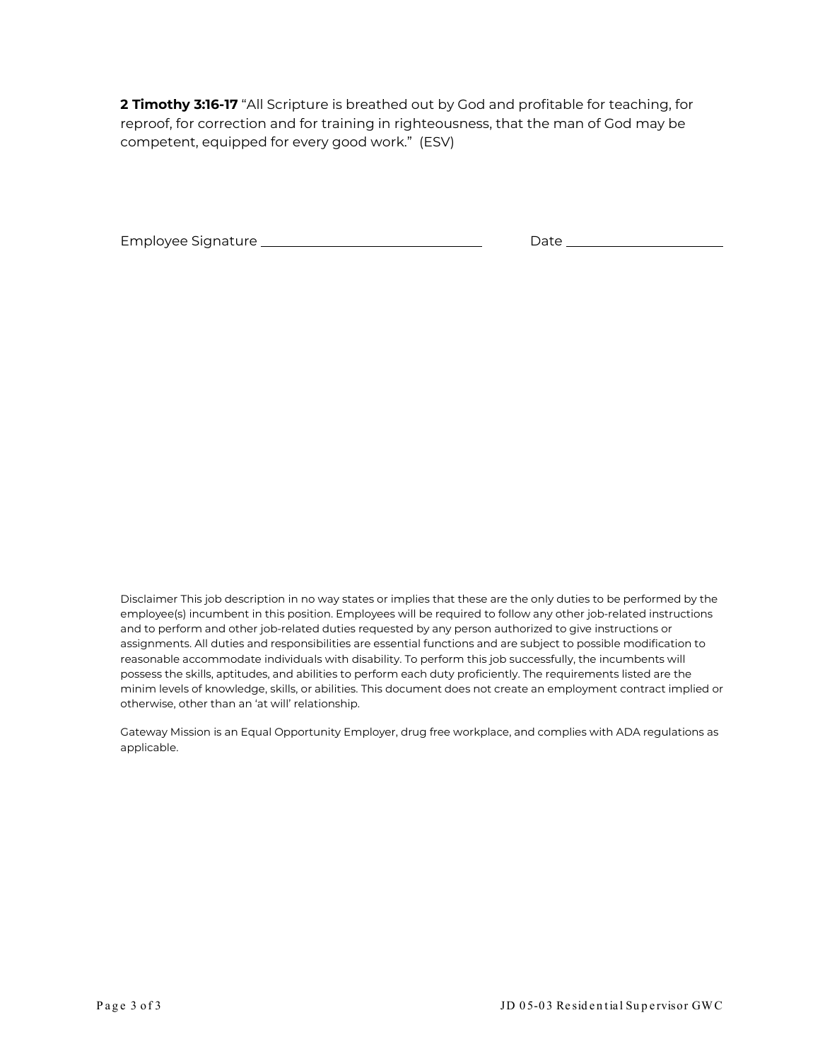**2 Timothy 3:16-17** "All Scripture is breathed out by God and profitable for teaching, for reproof, for correction and for training in righteousness, that the man of God may be competent, equipped for every good work." (ESV)

Employee Signature ______________________________ Date ____________________

Disclaimer This job description in no way states or implies that these are the only duties to be performed by the employee(s) incumbent in this position. Employees will be required to follow any other job-related instructions and to perform and other job-related duties requested by any person authorized to give instructions or assignments. All duties and responsibilities are essential functions and are subject to possible modification to reasonable accommodate individuals with disability. To perform this job successfully, the incumbents will possess the skills, aptitudes, and abilities to perform each duty proficiently. The requirements listed are the minim levels of knowledge, skills, or abilities. This document does not create an employment contract implied or otherwise, other than an 'at will' relationship.

Gateway Mission is an Equal Opportunity Employer, drug free workplace, and complies with ADA regulations as applicable.